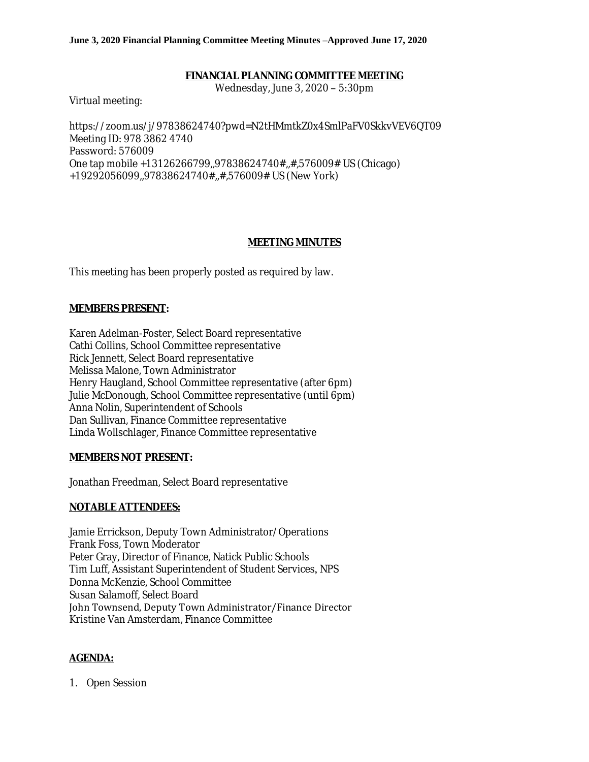**June 3, 2020 Financial Planning Committee Meeting Minutes –Approved June 17, 2020**

# FINANCIAL PLANNING COMMITTEE MEETING

Wednesday, June 3, 2020 – 5:30pm

Virtual meeting:

https://zoom.us/j/97838624740?pwd=N2tHMmtkZ0x4SmlPaFV0SkkvVEV6QT09
Meeting ID: 978 3862 4740
Password: 576009
One tap mobile +13126266799,,97838624740#,,#,576009# US (Chicago)
+19292056099,,97838624740#,,#,576009# US (New York)

## MEETING MINUTES

This meeting has been properly posted as required by law.

### MEMBERS PRESENT:

Karen Adelman-Foster, Select Board representative
Cathi Collins, School Committee representative
Rick Jennett, Select Board representative
Melissa Malone, Town Administrator
Henry Haugland, School Committee representative (after 6pm)
Julie McDonough, School Committee representative (until 6pm)
Anna Nolin, Superintendent of Schools
Dan Sullivan, Finance Committee representative
Linda Wollschlager, Finance Committee representative

### MEMBERS NOT PRESENT:

Jonathan Freedman, Select Board representative

### NOTABLE ATTENDEES:

Jamie Errickson, Deputy Town Administrator/Operations
Frank Foss, Town Moderator
Peter Gray, Director of Finance, Natick Public Schools
Tim Luff, Assistant Superintendent of Student Services, NPS
Donna McKenzie, School Committee
Susan Salamoff, Select Board
John Townsend, Deputy Town Administrator/Finance Director
Kristine Van Amsterdam, Finance Committee

### AGENDA:

1. Open Session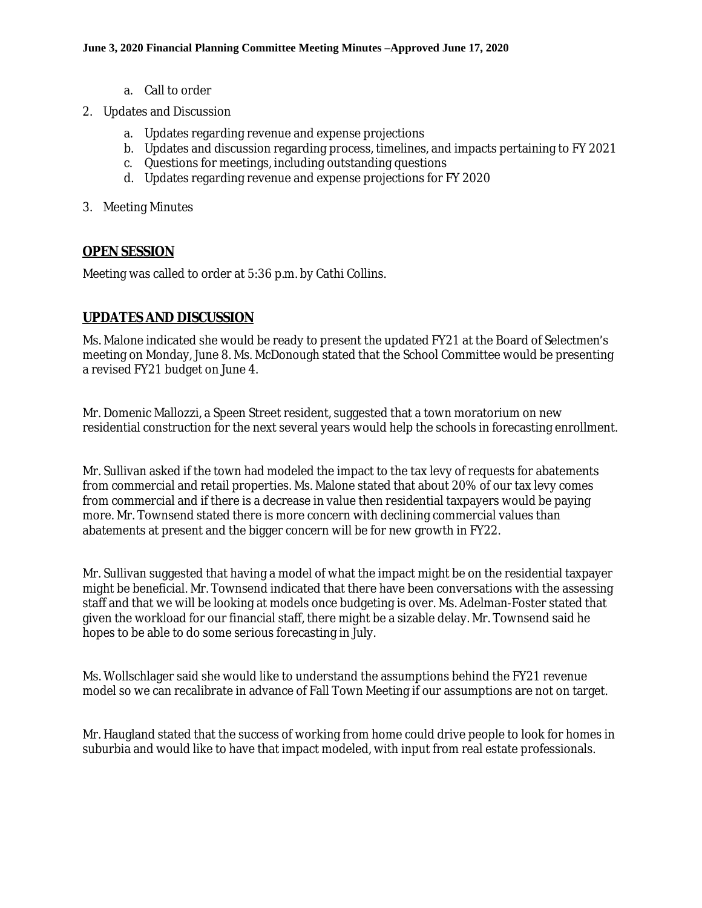a. Call to order

2. Updates and Discussion
   a. Updates regarding revenue and expense projections
   b. Updates and discussion regarding process, timelines, and impacts pertaining to FY 2021
   c. Questions for meetings, including outstanding questions
   d. Updates regarding revenue and expense projections for FY 2020

3. Meeting Minutes

## OPEN SESSION

Meeting was called to order at 5:36 p.m. by Cathi Collins.

## UPDATES AND DISCUSSION

Ms. Malone indicated she would be ready to present the updated FY21 at the Board of Selectmen's meeting on Monday, June 8. Ms. McDonough stated that the School Committee would be presenting a revised FY21 budget on June 4.

Mr. Domenic Mallozzi, a Speen Street resident, suggested that a town moratorium on new residential construction for the next several years would help the schools in forecasting enrollment.

Mr. Sullivan asked if the town had modeled the impact to the tax levy of requests for abatements from commercial and retail properties. Ms. Malone stated that about 20% of our tax levy comes from commercial and if there is a decrease in value then residential taxpayers would be paying more. Mr. Townsend stated there is more concern with declining commercial values than abatements at present and the bigger concern will be for new growth in FY22.

Mr. Sullivan suggested that having a model of what the impact might be on the residential taxpayer might be beneficial. Mr. Townsend indicated that there have been conversations with the assessing staff and that we will be looking at models once budgeting is over. Ms. Adelman-Foster stated that given the workload for our financial staff, there might be a sizable delay. Mr. Townsend said he hopes to be able to do some serious forecasting in July.

Ms. Wollschlager said she would like to understand the assumptions behind the FY21 revenue model so we can recalibrate in advance of Fall Town Meeting if our assumptions are not on target.

Mr. Haugland stated that the success of working from home could drive people to look for homes in suburbia and would like to have that impact modeled, with input from real estate professionals.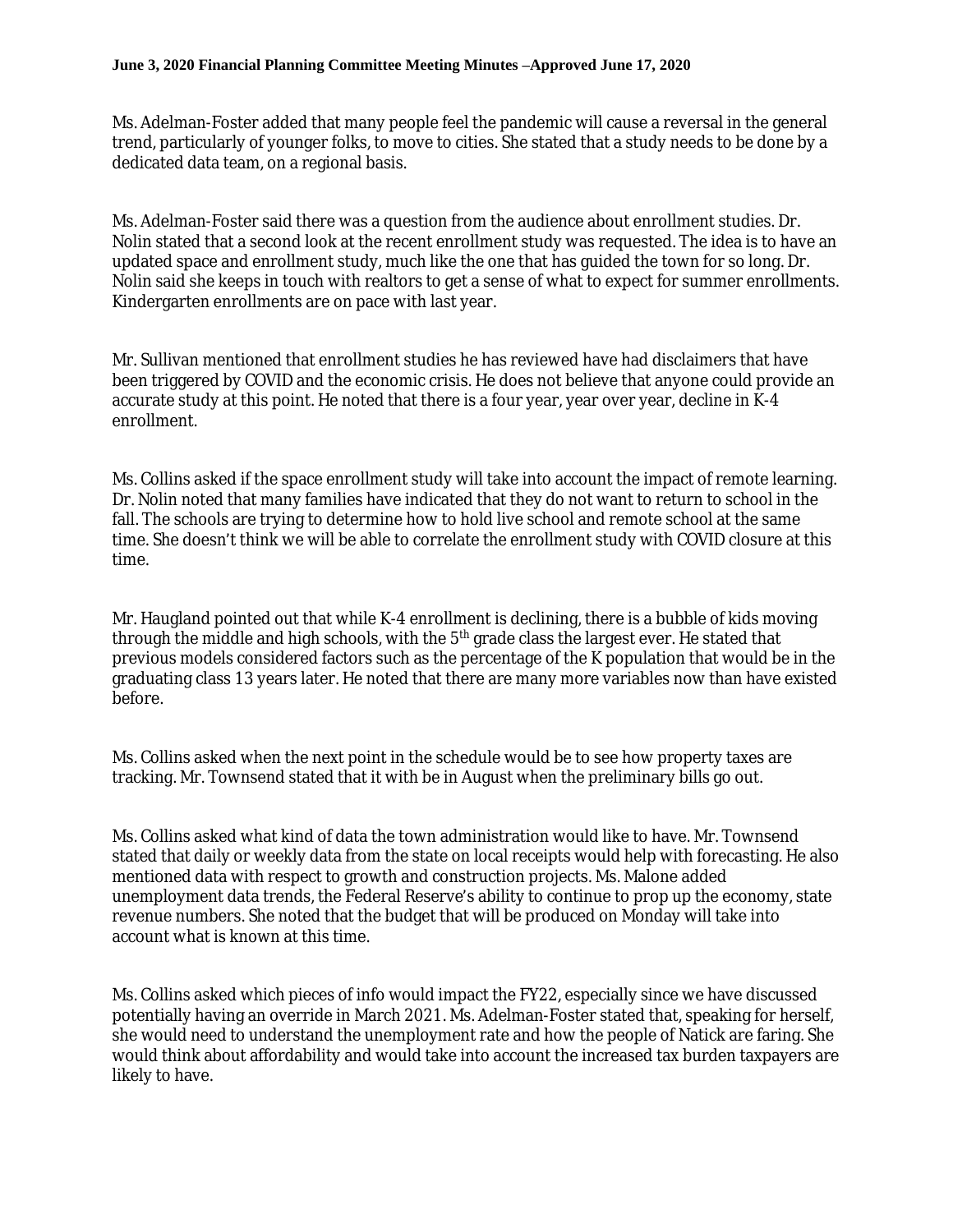Ms. Adelman-Foster added that many people feel the pandemic will cause a reversal in the general trend, particularly of younger folks, to move to cities. She stated that a study needs to be done by a dedicated data team, on a regional basis.

Ms. Adelman-Foster said there was a question from the audience about enrollment studies. Dr. Nolin stated that a second look at the recent enrollment study was requested. The idea is to have an updated space and enrollment study, much like the one that has guided the town for so long. Dr. Nolin said she keeps in touch with realtors to get a sense of what to expect for summer enrollments. Kindergarten enrollments are on pace with last year.

Mr. Sullivan mentioned that enrollment studies he has reviewed have had disclaimers that have been triggered by COVID and the economic crisis. He does not believe that anyone could provide an accurate study at this point. He noted that there is a four year, year over year, decline in K-4 enrollment.

Ms. Collins asked if the space enrollment study will take into account the impact of remote learning. Dr. Nolin noted that many families have indicated that they do not want to return to school in the fall. The schools are trying to determine how to hold live school and remote school at the same time. She doesn't think we will be able to correlate the enrollment study with COVID closure at this time.

Mr. Haugland pointed out that while K-4 enrollment is declining, there is a bubble of kids moving through the middle and high schools, with the 5th grade class the largest ever. He stated that previous models considered factors such as the percentage of the K population that would be in the graduating class 13 years later. He noted that there are many more variables now than have existed before.

Ms. Collins asked when the next point in the schedule would be to see how property taxes are tracking. Mr. Townsend stated that it with be in August when the preliminary bills go out.

Ms. Collins asked what kind of data the town administration would like to have. Mr. Townsend stated that daily or weekly data from the state on local receipts would help with forecasting. He also mentioned data with respect to growth and construction projects. Ms. Malone added unemployment data trends, the Federal Reserve's ability to continue to prop up the economy, state revenue numbers. She noted that the budget that will be produced on Monday will take into account what is known at this time.

Ms. Collins asked which pieces of info would impact the FY22, especially since we have discussed potentially having an override in March 2021. Ms. Adelman-Foster stated that, speaking for herself, she would need to understand the unemployment rate and how the people of Natick are faring. She would think about affordability and would take into account the increased tax burden taxpayers are likely to have.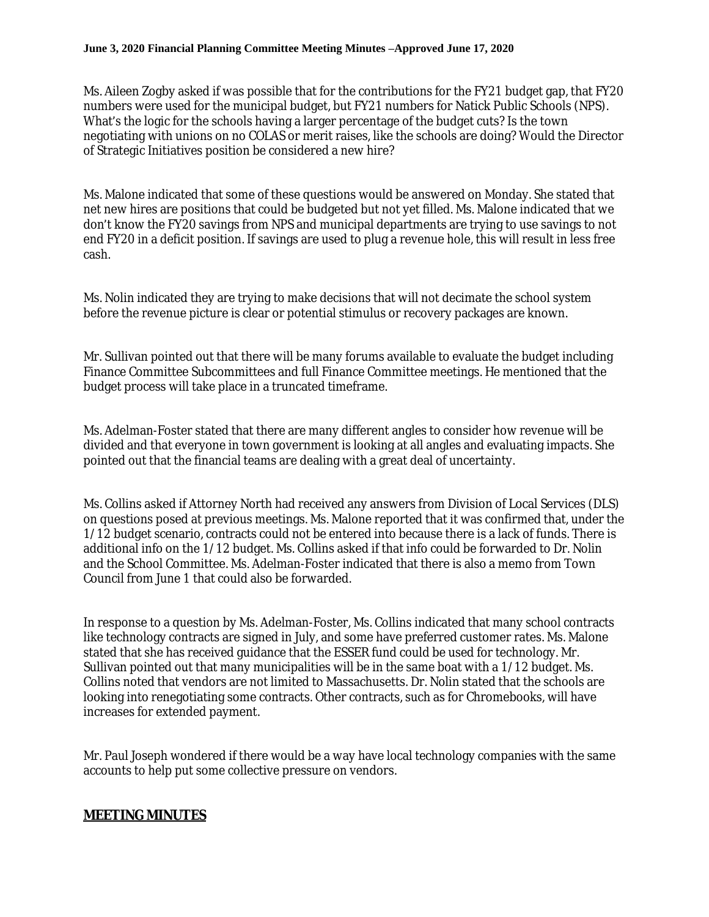Ms. Aileen Zogby asked if was possible that for the contributions for the FY21 budget gap, that FY20 numbers were used for the municipal budget, but FY21 numbers for Natick Public Schools (NPS). What's the logic for the schools having a larger percentage of the budget cuts? Is the town negotiating with unions on no COLAS or merit raises, like the schools are doing? Would the Director of Strategic Initiatives position be considered a new hire?

Ms. Malone indicated that some of these questions would be answered on Monday. She stated that net new hires are positions that could be budgeted but not yet filled. Ms. Malone indicated that we don't know the FY20 savings from NPS and municipal departments are trying to use savings to not end FY20 in a deficit position. If savings are used to plug a revenue hole, this will result in less free cash.

Ms. Nolin indicated they are trying to make decisions that will not decimate the school system before the revenue picture is clear or potential stimulus or recovery packages are known.

Mr. Sullivan pointed out that there will be many forums available to evaluate the budget including Finance Committee Subcommittees and full Finance Committee meetings. He mentioned that the budget process will take place in a truncated timeframe.

Ms. Adelman-Foster stated that there are many different angles to consider how revenue will be divided and that everyone in town government is looking at all angles and evaluating impacts. She pointed out that the financial teams are dealing with a great deal of uncertainty.

Ms. Collins asked if Attorney North had received any answers from Division of Local Services (DLS) on questions posed at previous meetings. Ms. Malone reported that it was confirmed that, under the 1/12 budget scenario, contracts could not be entered into because there is a lack of funds. There is additional info on the 1/12 budget. Ms. Collins asked if that info could be forwarded to Dr. Nolin and the School Committee. Ms. Adelman-Foster indicated that there is also a memo from Town Council from June 1 that could also be forwarded.

In response to a question by Ms. Adelman-Foster, Ms. Collins indicated that many school contracts like technology contracts are signed in July, and some have preferred customer rates. Ms. Malone stated that she has received guidance that the ESSER fund could be used for technology. Mr. Sullivan pointed out that many municipalities will be in the same boat with a 1/12 budget. Ms. Collins noted that vendors are not limited to Massachusetts. Dr. Nolin stated that the schools are looking into renegotiating some contracts. Other contracts, such as for Chromebooks, will have increases for extended payment.

Mr. Paul Joseph wondered if there would be a way have local technology companies with the same accounts to help put some collective pressure on vendors.

## MEETING MINUTES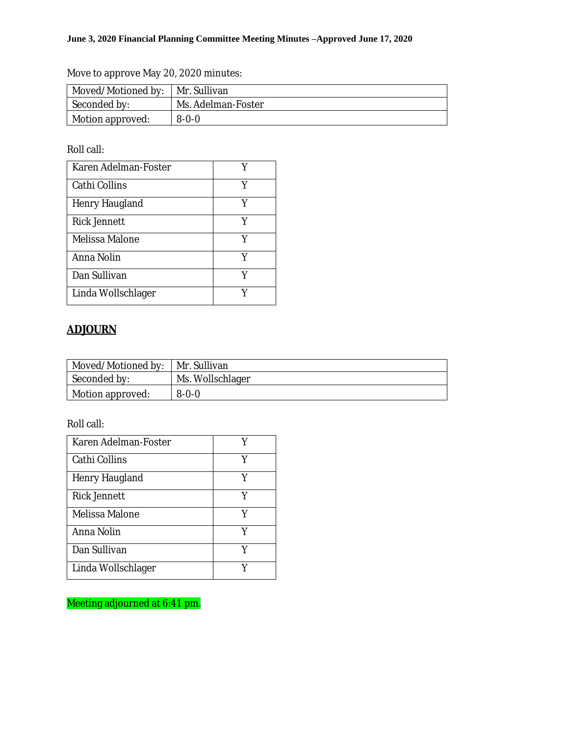**June 3, 2020 Financial Planning Committee Meeting Minutes –Approved June 17, 2020**

Move to approve May 20, 2020 minutes:

| | |
|---|---|
| Moved/Motioned by: | Mr. Sullivan |
| Seconded by: | Ms. Adelman-Foster |
| Motion approved: | 8-0-0 |

Roll call:

| | |
|---|---|
| Karen Adelman-Foster | Y |
| Cathi Collins | Y |
| Henry Haugland | Y |
| Rick Jennett | Y |
| Melissa Malone | Y |
| Anna Nolin | Y |
| Dan Sullivan | Y |
| Linda Wollschlager | Y |

## ADJOURN

| | |
|---|---|
| Moved/Motioned by: | Mr. Sullivan |
| Seconded by: | Ms. Wollschlager |
| Motion approved: | 8-0-0 |

Roll call:

| | |
|---|---|
| Karen Adelman-Foster | Y |
| Cathi Collins | Y |
| Henry Haugland | Y |
| Rick Jennett | Y |
| Melissa Malone | Y |
| Anna Nolin | Y |
| Dan Sullivan | Y |
| Linda Wollschlager | Y |

Meeting adjourned at 6:41 pm.